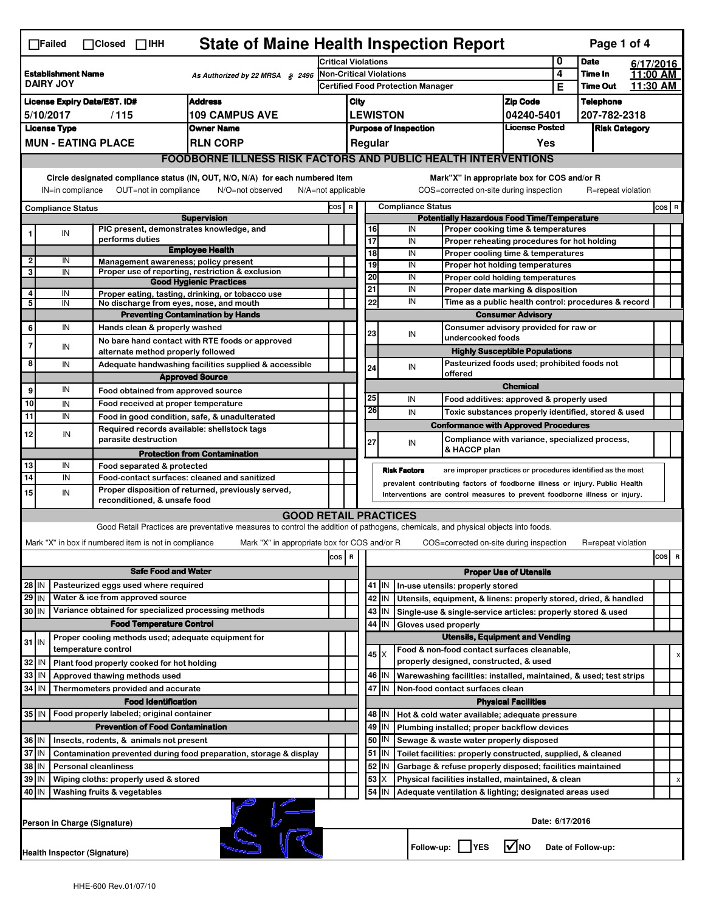☐Failed ☐Closed ☐IHH

# State of Maine Health Inspection Report

Page 1 of 4

| | | | |
|---|---|---|---|
| **Establishment Name** DAIRY JOY | As Authorized by 22 MRSA § 2496 | Critical Violations | 0 |
| | | Non-Critical Violations | 4 |
| | | Certified Food Protection Manager | E |

| Date | Time In | Time Out |
|---|---|---|
| 6/17/2016 | 11:00 AM | 11:30 AM |

| License Expiry Date/EST. ID# | Address | City | Zip Code | Telephone |
|---|---|---|---|---|
| 5/10/2017 / 115 | 109 CAMPUS AVE | LEWISTON | 04240-5401 | 207-782-2318 |

| License Type | Owner Name | Purpose of Inspection | License Posted | Risk Category |
|---|---|---|---|---|
| MUN - EATING PLACE | RLN CORP | Regular | Yes | |

## FOODBORNE ILLNESS RISK FACTORS AND PUBLIC HEALTH INTERVENTIONS

Circle designated compliance status (IN, OUT, N/O, N/A) for each numbered item
IN=in compliance OUT=not in compliance N/O=not observed N/A=not applicable

Mark"X" in appropriate box for COS and/or R
COS=corrected on-site during inspection R=repeat violation

| # | Compliance Status | Item | COS | R |
|---|---|---|---|---|
| | | **Supervision** | | |
| 1 | IN | PIC present, demonstrates knowledge, and performs duties | | |
| | | **Employee Health** | | |
| 2 | IN | Management awareness; policy present | | |
| 3 | IN | Proper use of reporting, restriction & exclusion | | |
| | | **Good Hygienic Practices** | | |
| 4 | IN | Proper eating, tasting, drinking, or tobacco use | | |
| 5 | IN | No discharge from eyes, nose, and mouth | | |
| | | **Preventing Contamination by Hands** | | |
| 6 | IN | Hands clean & properly washed | | |
| 7 | IN | No bare hand contact with RTE foods or approved alternate method properly followed | | |
| 8 | IN | Adequate handwashing facilities supplied & accessible | | |
| | | **Approved Source** | | |
| 9 | IN | Food obtained from approved source | | |
| 10 | IN | Food received at proper temperature | | |
| 11 | IN | Food in good condition, safe, & unadulterated | | |
| 12 | IN | Required records available: shellstock tags parasite destruction | | |
| | | **Protection from Contamination** | | |
| 13 | IN | Food separated & protected | | |
| 14 | IN | Food-contact surfaces: cleaned and sanitized | | |
| 15 | IN | Proper disposition of returned, previously served, reconditioned, & unsafe food | | |
| | | **Potentially Hazardous Food Time/Temperature** | | |
| 16 | IN | Proper cooking time & temperatures | | |
| 17 | IN | Proper reheating procedures for hot holding | | |
| 18 | IN | Proper cooling time & temperatures | | |
| 19 | IN | Proper hot holding temperatures | | |
| 20 | IN | Proper cold holding temperatures | | |
| 21 | IN | Proper date marking & disposition | | |
| 22 | IN | Time as a public health control: procedures & record | | |
| | | **Consumer Advisory** | | |
| 23 | IN | Consumer advisory provided for raw or undercooked foods | | |
| | | **Highly Susceptible Populations** | | |
| 24 | IN | Pasteurized foods used; prohibited foods not offered | | |
| | | **Chemical** | | |
| 25 | IN | Food additives: approved & properly used | | |
| 26 | IN | Toxic substances properly identified, stored & used | | |
| | | **Conformance with Approved Procedures** | | |
| 27 | IN | Compliance with variance, specialized process, & HACCP plan | | |

**Risk Factors** are improper practices or procedures identified as the most prevalent contributing factors of foodborne illness or injury. Public Health Interventions are control measures to prevent foodborne illness or injury.

## GOOD RETAIL PRACTICES

Good Retail Practices are preventative measures to control the addition of pathogens, chemicals, and physical objects into foods.

Mark "X" in box if numbered item is not in compliance Mark "X" in appropriate box for COS and/or R COS=corrected on-site during inspection R=repeat violation

| # | Status | Item | COS | R |
|---|---|---|---|---|
| | | **Safe Food and Water** | | |
| 28 | IN | Pasteurized eggs used where required | | |
| 29 | IN | Water & ice from approved source | | |
| 30 | IN | Variance obtained for specialized processing methods | | |
| | | **Food Temperature Control** | | |
| 31 | IN | Proper cooling methods used; adequate equipment for temperature control | | |
| 32 | IN | Plant food properly cooked for hot holding | | |
| 33 | IN | Approved thawing methods used | | |
| 34 | IN | Thermometers provided and accurate | | |
| | | **Food Identification** | | |
| 35 | IN | Food properly labeled; original container | | |
| | | **Prevention of Food Contamination** | | |
| 36 | IN | Insects, rodents, & animals not present | | |
| 37 | IN | Contamination prevented during food preparation, storage & display | | |
| 38 | IN | Personal cleanliness | | |
| 39 | IN | Wiping cloths: properly used & stored | | |
| 40 | IN | Washing fruits & vegetables | | |
| | | **Proper Use of Utensils** | | |
| 41 | IN | In-use utensils: properly stored | | |
| 42 | IN | Utensils, equipment, & linens: properly stored, dried, & handled | | |
| 43 | IN | Single-use & single-service articles: properly stored & used | | |
| 44 | IN | Gloves used properly | | |
| | | **Utensils, Equipment and Vending** | | |
| 45 | X | Food & non-food contact surfaces cleanable, properly designed, constructed, & used | | x |
| 46 | IN | Warewashing facilities: installed, maintained, & used; test strips | | |
| 47 | IN | Non-food contact surfaces clean | | |
| | | **Physical Facilities** | | |
| 48 | IN | Hot & cold water available; adequate pressure | | |
| 49 | IN | Plumbing installed; proper backflow devices | | |
| 50 | IN | Sewage & waste water properly disposed | | |
| 51 | IN | Toilet facilities: properly constructed, supplied, & cleaned | | |
| 52 | IN | Garbage & refuse properly disposed; facilities maintained | | |
| 53 | X | Physical facilities installed, maintained, & clean | | x |
| 54 | IN | Adequate ventilation & lighting; designated areas used | | |

Person in Charge (Signature)

Date: 6/17/2016

Health Inspector (Signature)

Follow-up: ☐ YES ☑ NO Date of Follow-up:

HHE-600 Rev.01/07/10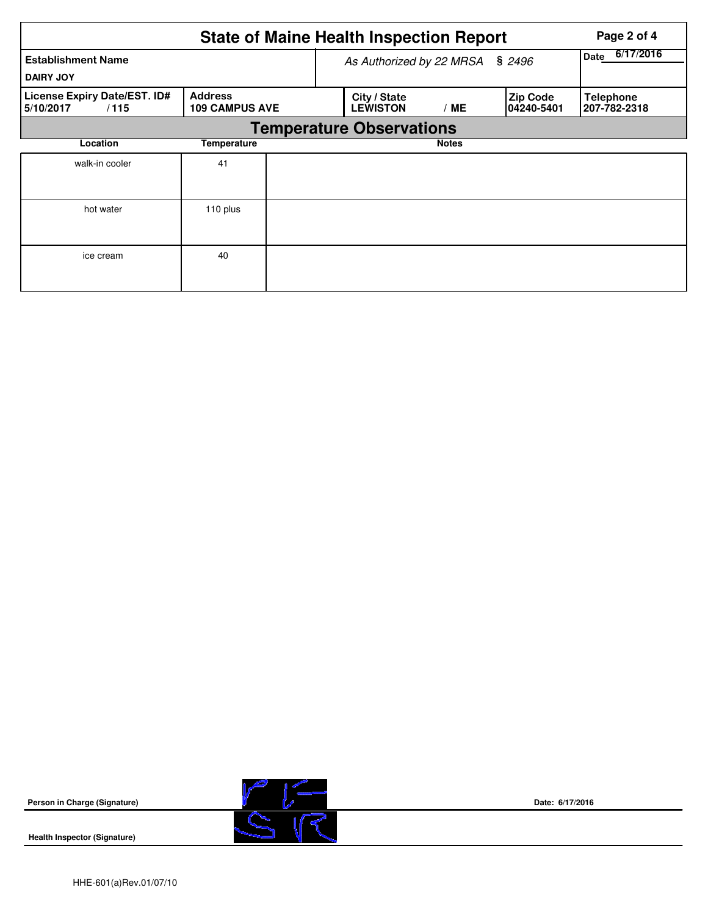# State of Maine Health Inspection Report

| Establishment Name | As Authorized by 22 MRSA § 2496 | | | Date 6/17/2016 |
|---|---|---|---|---|
| DAIRY JOY | | | | |
| **License Expiry Date/EST. ID#** | **Address** | **City / State** | **Zip Code** | **Telephone** |
| 5/10/2017 / 115 | 109 CAMPUS AVE | LEWISTON / ME | 04240-5401 | 207-782-2318 |

## Temperature Observations

| Location | Temperature | Notes |
|---|---|---|
| walk-in cooler | 41 | |
| hot water | 110 plus | |
| ice cream | 40 | |

**Person in Charge (Signature)** Date: 6/17/2016

**Health Inspector (Signature)**

HHE-601(a)Rev.01/07/10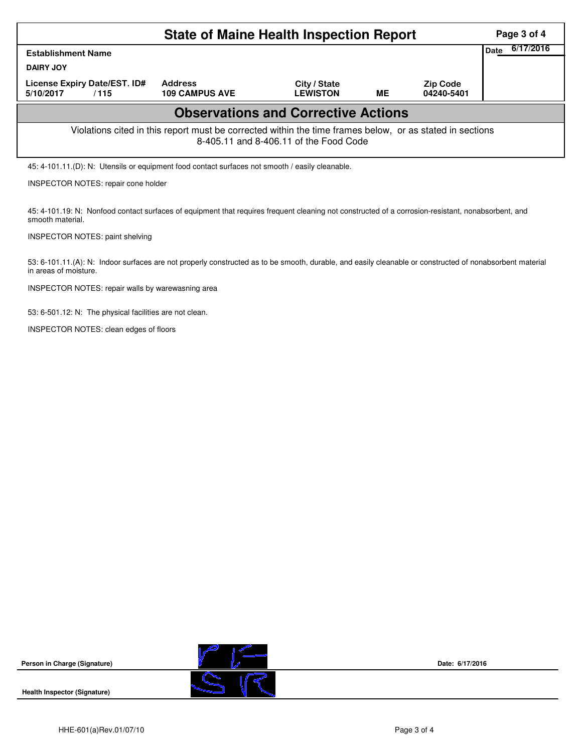# State of Maine Health Inspection Report

| Establishment Name | | | | | Date 6/17/2016 |
|---|---|---|---|---|---|
| DAIRY JOY | | | | | |
| License Expiry Date/EST. ID# | Address | City / State | | Zip Code | |
| 5/10/2017 / 115 | 109 CAMPUS AVE | LEWISTON | ME | 04240-5401 | |

## Observations and Corrective Actions

Violations cited in this report must be corrected within the time frames below, or as stated in sections 8-405.11 and 8-406.11 of the Food Code

45: 4-101.11.(D): N: Utensils or equipment food contact surfaces not smooth / easily cleanable.

INSPECTOR NOTES: repair cone holder

45: 4-101.19: N: Nonfood contact surfaces of equipment that requires frequent cleaning not constructed of a corrosion-resistant, nonabsorbent, and smooth material.

INSPECTOR NOTES: paint shelving

53: 6-101.11.(A): N: Indoor surfaces are not properly constructed as to be smooth, durable, and easily cleanable or constructed of nonabsorbent material in areas of moisture.

INSPECTOR NOTES: repair walls by warewasning area

53: 6-501.12: N: The physical facilities are not clean.

INSPECTOR NOTES: clean edges of floors

**Person in Charge (Signature)** Date: 6/17/2016

**Health Inspector (Signature)**

HHE-601(a)Rev.01/07/10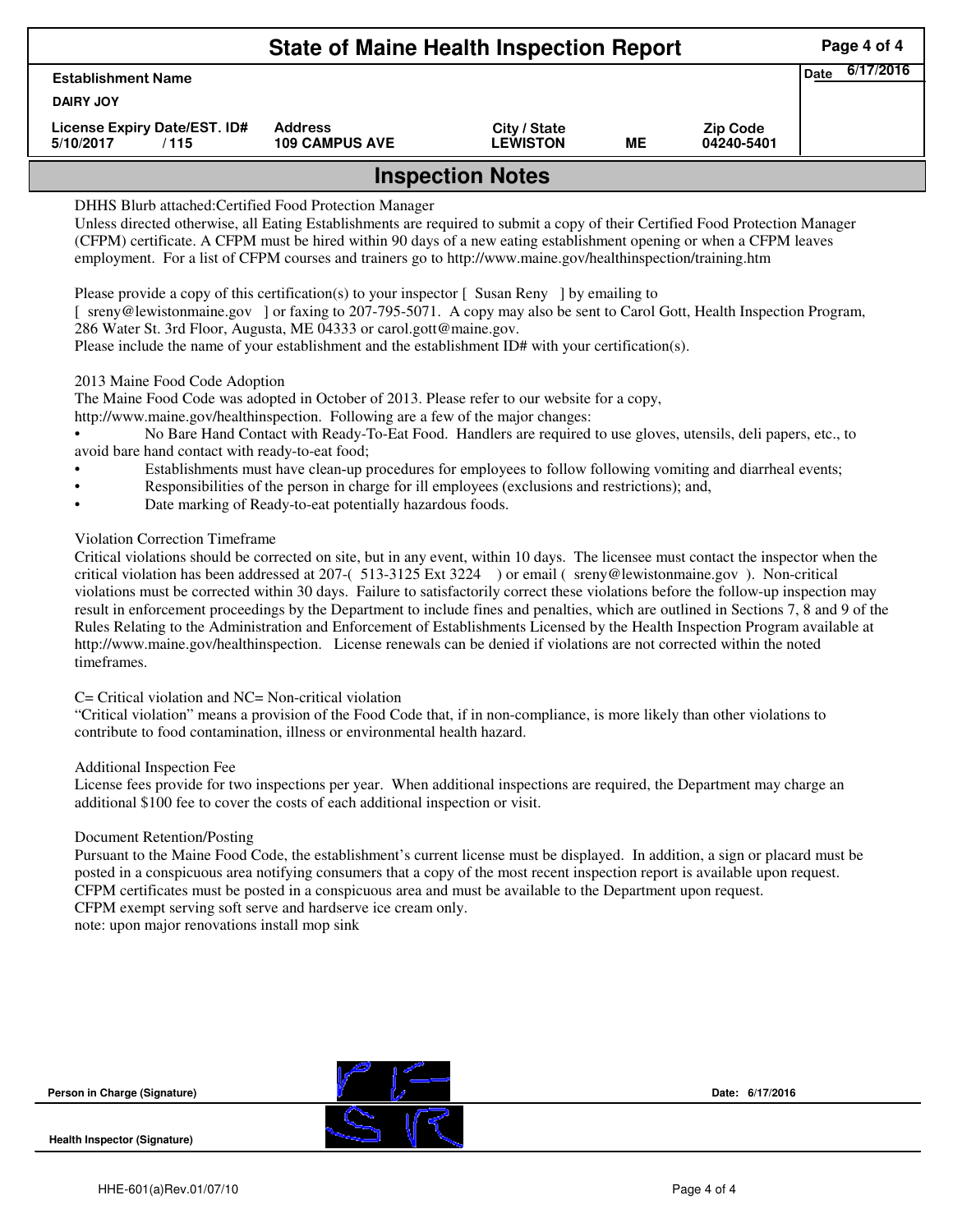# State of Maine Health Inspection Report

| Establishment Name | | | | | Date 6/17/2016 |
|---|---|---|---|---|---|
| DAIRY JOY | | | | | |
| License Expiry Date/EST. ID# | Address | City / State | | Zip Code | |
| 5/10/2017 / 115 | 109 CAMPUS AVE | LEWISTON | ME | 04240-5401 | |

## Inspection Notes

DHHS Blurb attached:Certified Food Protection Manager

Unless directed otherwise, all Eating Establishments are required to submit a copy of their Certified Food Protection Manager (CFPM) certificate. A CFPM must be hired within 90 days of a new eating establishment opening or when a CFPM leaves employment. For a list of CFPM courses and trainers go to http://www.maine.gov/healthinspection/training.htm

Please provide a copy of this certification(s) to your inspector [ Susan Reny ] by emailing to [ sreny@lewistonmaine.gov ] or faxing to 207-795-5071. A copy may also be sent to Carol Gott, Health Inspection Program, 286 Water St. 3rd Floor, Augusta, ME 04333 or carol.gott@maine.gov.

Please include the name of your establishment and the establishment ID# with your certification(s).

2013 Maine Food Code Adoption

The Maine Food Code was adopted in October of 2013. Please refer to our website for a copy, http://www.maine.gov/healthinspection. Following are a few of the major changes:

- No Bare Hand Contact with Ready-To-Eat Food. Handlers are required to use gloves, utensils, deli papers, etc., to avoid bare hand contact with ready-to-eat food;
- Establishments must have clean-up procedures for employees to follow following vomiting and diarrheal events;
- Responsibilities of the person in charge for ill employees (exclusions and restrictions); and,
- Date marking of Ready-to-eat potentially hazardous foods.

Violation Correction Timeframe

Critical violations should be corrected on site, but in any event, within 10 days. The licensee must contact the inspector when the critical violation has been addressed at 207-( 513-3125 Ext 3224 ) or email ( sreny@lewistonmaine.gov ). Non-critical violations must be corrected within 30 days. Failure to satisfactorily correct these violations before the follow-up inspection may result in enforcement proceedings by the Department to include fines and penalties, which are outlined in Sections 7, 8 and 9 of the Rules Relating to the Administration and Enforcement of Establishments Licensed by the Health Inspection Program available at http://www.maine.gov/healthinspection. License renewals can be denied if violations are not corrected within the noted timeframes.

C= Critical violation and NC= Non-critical violation

"Critical violation" means a provision of the Food Code that, if in non-compliance, is more likely than other violations to contribute to food contamination, illness or environmental health hazard.

Additional Inspection Fee

License fees provide for two inspections per year. When additional inspections are required, the Department may charge an additional $100 fee to cover the costs of each additional inspection or visit.

Document Retention/Posting

Pursuant to the Maine Food Code, the establishment's current license must be displayed. In addition, a sign or placard must be posted in a conspicuous area notifying consumers that a copy of the most recent inspection report is available upon request. CFPM certificates must be posted in a conspicuous area and must be available to the Department upon request.

CFPM exempt serving soft serve and hardserve ice cream only.

note: upon major renovations install mop sink

Person in Charge (Signature) Date: 6/17/2016

Health Inspector (Signature)

HHE-601(a)Rev.01/07/10